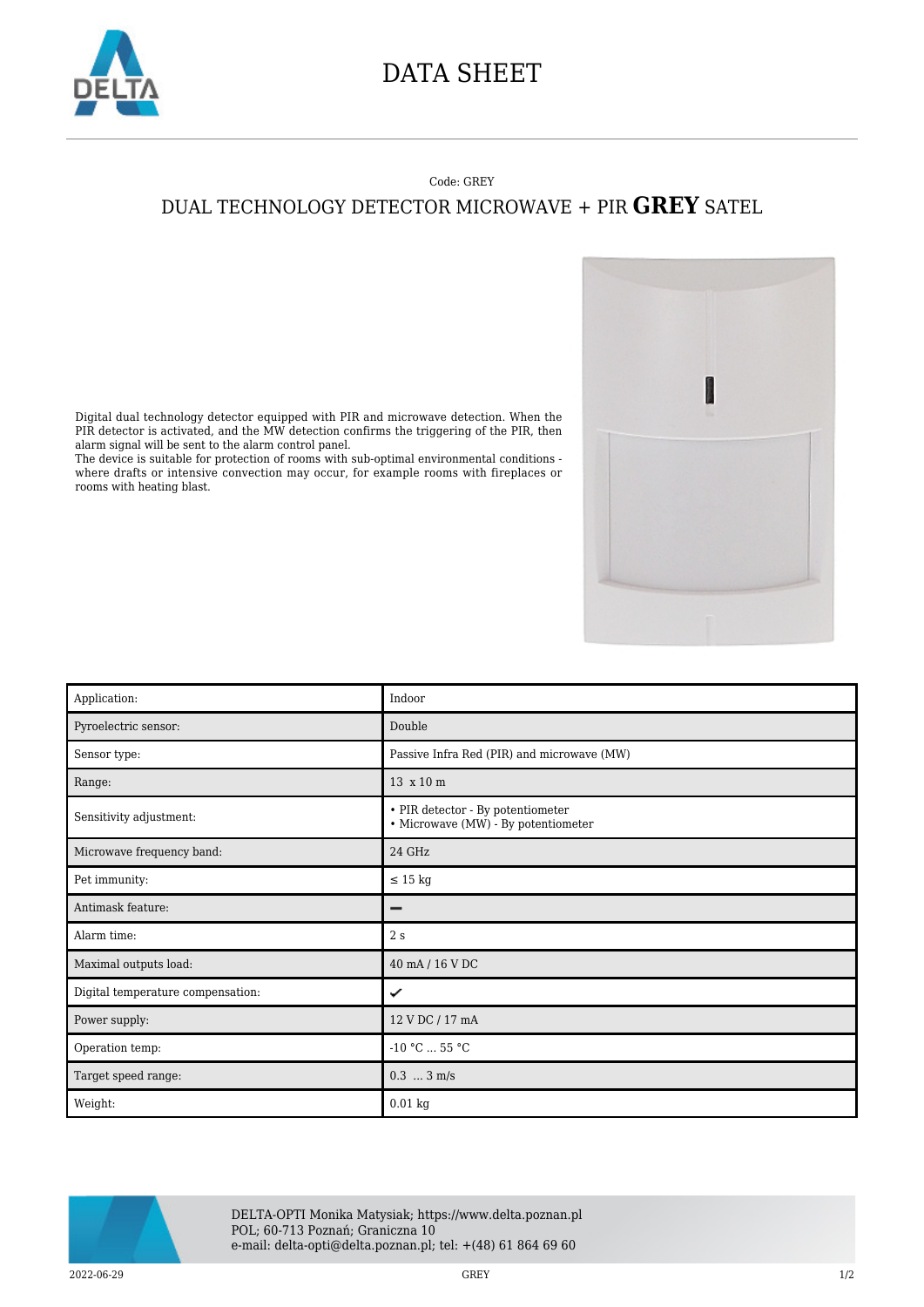# DATA SHEET

Code: GREY

## DUAL TECHNOLOGY DETECTOR MICROWAVE + PIR **GREY** SATEL

Digital dual technology detector equipped with PIR and microwave detection. When the PIR detector is activated, and the MW detection confirms the triggering of the PIR, then alarm signal will be sent to the alarm control panel.
The device is suitable for protection of rooms with sub-optimal environmental conditions - where drafts or intensive convection may occur, for example rooms with fireplaces or rooms with heating blast.

| | |
|---|---|
| Application: | Indoor |
| Pyroelectric sensor: | Double |
| Sensor type: | Passive Infra Red (PIR) and microwave (MW) |
| Range: | 13 x 10 m |
| Sensitivity adjustment: | • PIR detector - By potentiometer<br>• Microwave (MW) - By potentiometer |
| Microwave frequency band: | 24 GHz |
| Pet immunity: | ≤ 15 kg |
| Antimask feature: | – |
| Alarm time: | 2 s |
| Maximal outputs load: | 40 mA / 16 V DC |
| Digital temperature compensation: | ✔ |
| Power supply: | 12 V DC / 17 mA |
| Operation temp: | -10 °C ... 55 °C |
| Target speed range: | 0.3 ... 3 m/s |
| Weight: | 0.01 kg |

DELTA-OPTI Monika Matysiak; https://www.delta.poznan.pl
POL; 60-713 Poznań; Graniczna 10
e-mail: delta-opti@delta.poznan.pl; tel: +(48) 61 864 69 60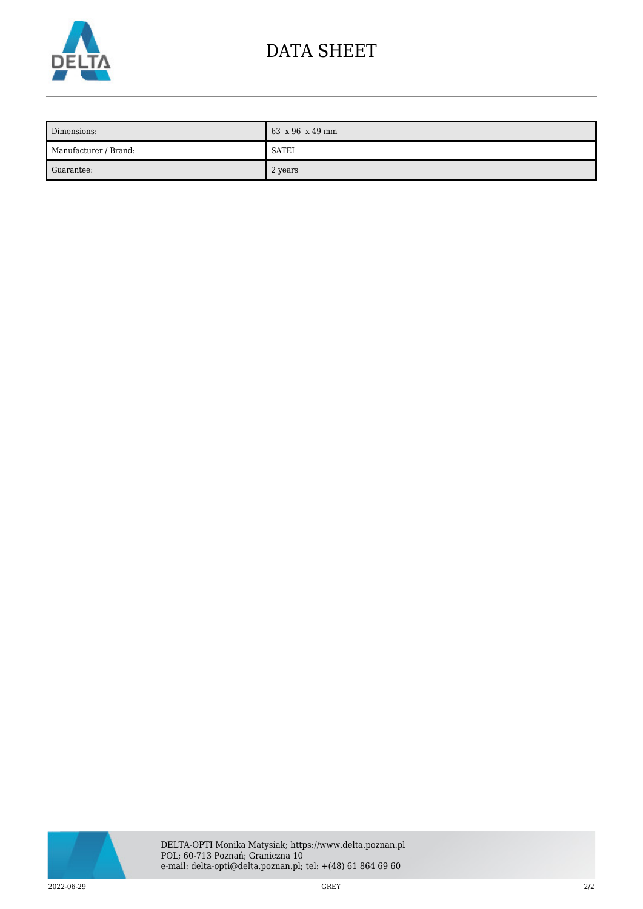# DATA SHEET

| | |
|---|---|
| Dimensions: | 63 x 96 x 49 mm |
| Manufacturer / Brand: | SATEL |
| Guarantee: | 2 years |

DELTA-OPTI Monika Matysiak; https://www.delta.poznan.pl
POL; 60-713 Poznań; Graniczna 10
e-mail: delta-opti@delta.poznan.pl; tel: +(48) 61 864 69 60

2022-06-29 GREY